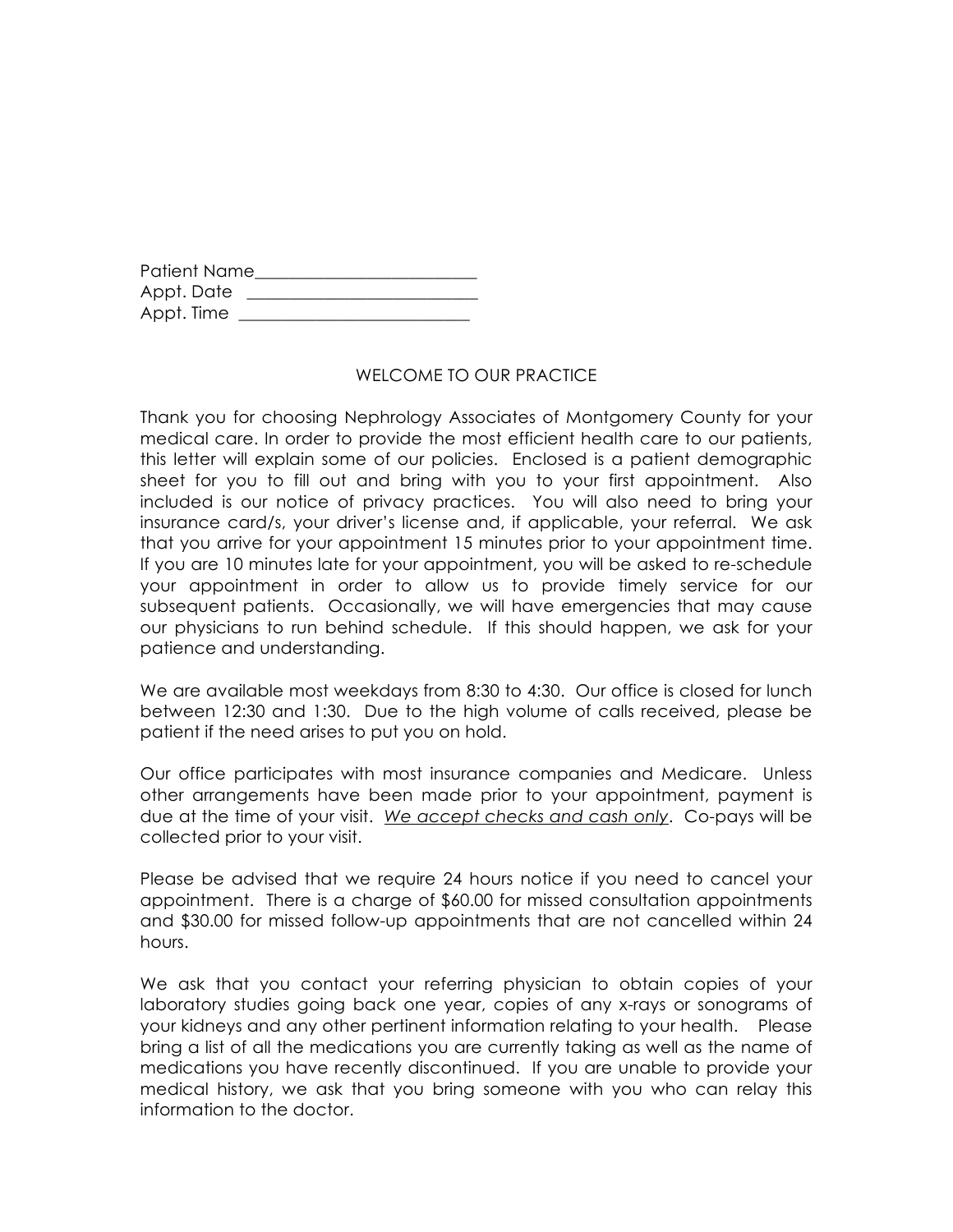Patient Name___________________________
Appt. Date ___________________________
Appt. Time ___________________________

## WELCOME TO OUR PRACTICE

Thank you for choosing Nephrology Associates of Montgomery County for your medical care. In order to provide the most efficient health care to our patients, this letter will explain some of our policies. Enclosed is a patient demographic sheet for you to fill out and bring with you to your first appointment. Also included is our notice of privacy practices. You will also need to bring your insurance card/s, your driver's license and, if applicable, your referral. We ask that you arrive for your appointment 15 minutes prior to your appointment time. If you are 10 minutes late for your appointment, you will be asked to re-schedule your appointment in order to allow us to provide timely service for our subsequent patients. Occasionally, we will have emergencies that may cause our physicians to run behind schedule. If this should happen, we ask for your patience and understanding.

We are available most weekdays from 8:30 to 4:30. Our office is closed for lunch between 12:30 and 1:30. Due to the high volume of calls received, please be patient if the need arises to put you on hold.

Our office participates with most insurance companies and Medicare. Unless other arrangements have been made prior to your appointment, payment is due at the time of your visit. *We accept checks and cash only*. Co-pays will be collected prior to your visit.

Please be advised that we require 24 hours notice if you need to cancel your appointment. There is a charge of $60.00 for missed consultation appointments and $30.00 for missed follow-up appointments that are not cancelled within 24 hours.

We ask that you contact your referring physician to obtain copies of your laboratory studies going back one year, copies of any x-rays or sonograms of your kidneys and any other pertinent information relating to your health. Please bring a list of all the medications you are currently taking as well as the name of medications you have recently discontinued. If you are unable to provide your medical history, we ask that you bring someone with you who can relay this information to the doctor.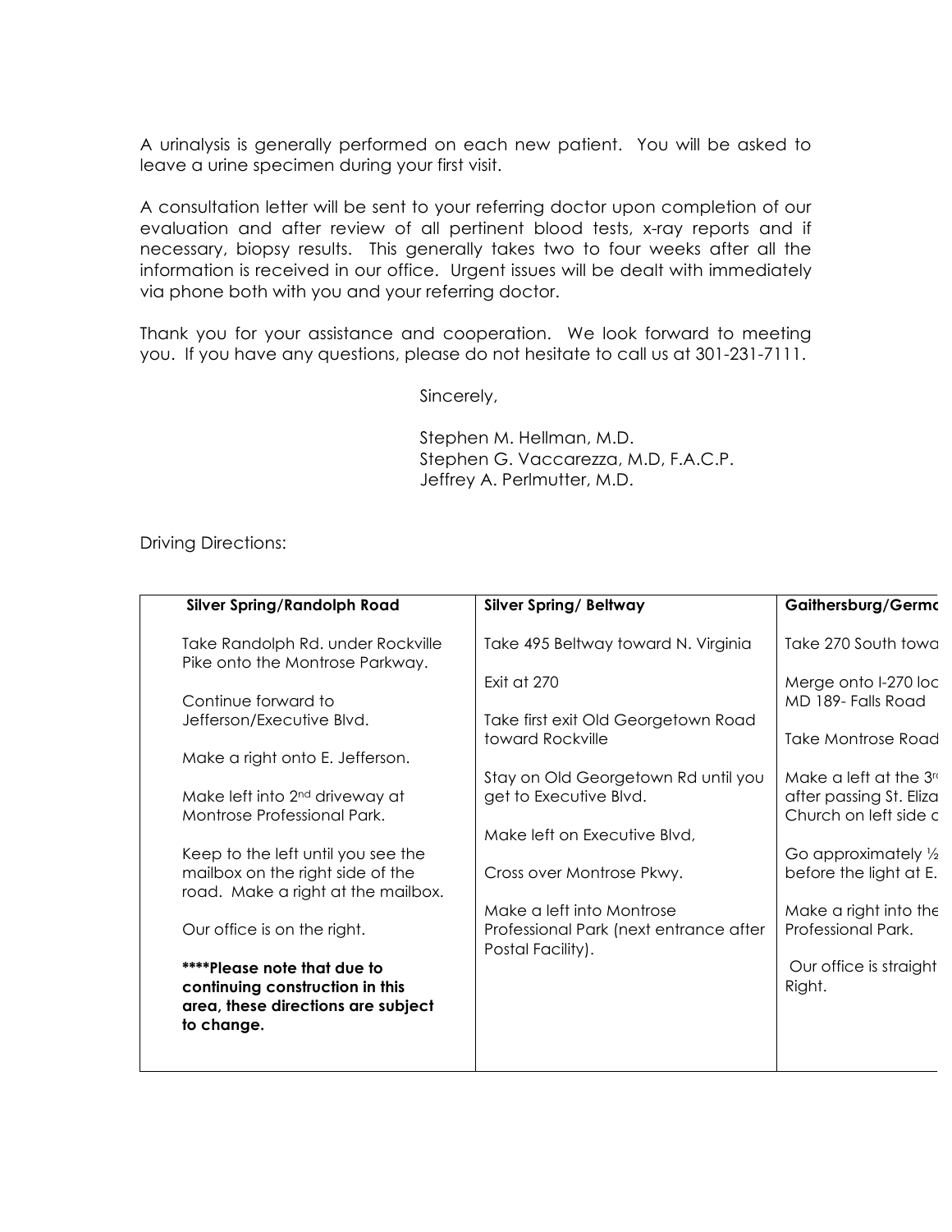A urinalysis is generally performed on each new patient. You will be asked to leave a urine specimen during your first visit.

A consultation letter will be sent to your referring doctor upon completion of our evaluation and after review of all pertinent blood tests, x-ray reports and if necessary, biopsy results. This generally takes two to four weeks after all the information is received in our office. Urgent issues will be dealt with immediately via phone both with you and your referring doctor.

Thank you for your assistance and cooperation. We look forward to meeting you. If you have any questions, please do not hesitate to call us at 301-231-7111.

Sincerely,

Stephen M. Hellman, M.D.
Stephen G. Vaccarezza, M.D, F.A.C.P.
Jeffrey A. Perlmutter, M.D.

Driving Directions:

| Silver Spring/Randolph Road | Silver Spring/ Beltway | Gaithersburg/Germa |
|---|---|---|
| Take Randolph Rd. under Rockville Pike onto the Montrose Parkway.<br><br>Continue forward to Jefferson/Executive Blvd.<br><br>Make a right onto E. Jefferson.<br><br>Make left into 2nd driveway at Montrose Professional Park.<br><br>Keep to the left until you see the mailbox on the right side of the road. Make a right at the mailbox.<br><br>Our office is on the right.<br><br>**\*\*\*\*Please note that due to continuing construction in this area, these directions are subject to change.** | Take 495 Beltway toward N. Virginia<br><br>Exit at 270<br><br>Take first exit Old Georgetown Road toward Rockville<br><br>Stay on Old Georgetown Rd until you get to Executive Blvd.<br><br>Make left on Executive Blvd,<br><br>Cross over Montrose Pkwy.<br><br>Make a left into Montrose Professional Park (next entrance after Postal Facility). | Take 270 South towa<br><br>Merge onto I-270 loc MD 189- Falls Road<br><br>Take Montrose Road<br><br>Make a left at the 3r after passing St. Eliza Church on left side o<br><br>Go approximately ½ before the light at E.<br><br>Make a right into the Professional Park.<br><br>Our office is straight Right. |